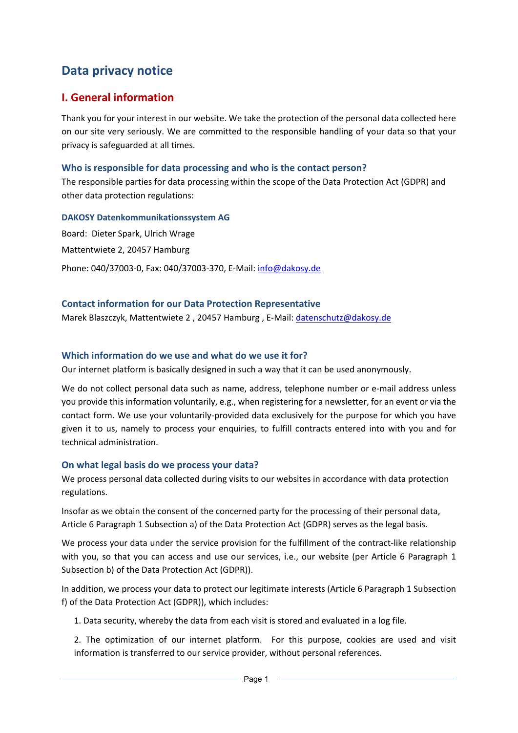# Data privacy notice

## I. General information

Thank you for your interest in our website. We take the protection of the personal data collected here on our site very seriously. We are committed to the responsible handling of your data so that your privacy is safeguarded at all times.

### Who is responsible for data processing and who is the contact person?

The responsible parties for data processing within the scope of the Data Protection Act (GDPR) and other data protection regulations:

**DAKOSY Datenkommunikationssystem AG**

Board: Dieter Spark, Ulrich Wrage

Mattentwiete 2, 20457 Hamburg

Phone: 040/37003-0, Fax: 040/37003-370, E-Mail: info@dakosy.de

### Contact information for our Data Protection Representative

Marek Blaszczyk, Mattentwiete 2 , 20457 Hamburg , E-Mail: datenschutz@dakosy.de

### Which information do we use and what do we use it for?

Our internet platform is basically designed in such a way that it can be used anonymously.

We do not collect personal data such as name, address, telephone number or e-mail address unless you provide this information voluntarily, e.g., when registering for a newsletter, for an event or via the contact form. We use your voluntarily-provided data exclusively for the purpose for which you have given it to us, namely to process your enquiries, to fulfill contracts entered into with you and for technical administration.

### On what legal basis do we process your data?

We process personal data collected during visits to our websites in accordance with data protection regulations.

Insofar as we obtain the consent of the concerned party for the processing of their personal data, Article 6 Paragraph 1 Subsection a) of the Data Protection Act (GDPR) serves as the legal basis.

We process your data under the service provision for the fulfillment of the contract-like relationship with you, so that you can access and use our services, i.e., our website (per Article 6 Paragraph 1 Subsection b) of the Data Protection Act (GDPR)).

In addition, we process your data to protect our legitimate interests (Article 6 Paragraph 1 Subsection f) of the Data Protection Act (GDPR)), which includes:

1. Data security, whereby the data from each visit is stored and evaluated in a log file.

2. The optimization of our internet platform. For this purpose, cookies are used and visit information is transferred to our service provider, without personal references.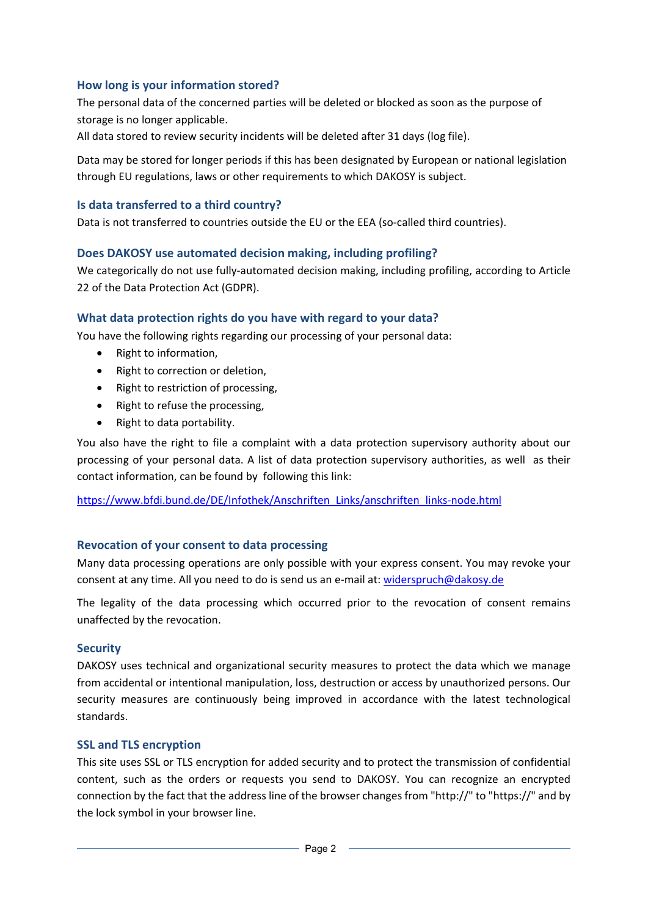### How long is your information stored?

The personal data of the concerned parties will be deleted or blocked as soon as the purpose of storage is no longer applicable.
All data stored to review security incidents will be deleted after 31 days (log file).

Data may be stored for longer periods if this has been designated by European or national legislation through EU regulations, laws or other requirements to which DAKOSY is subject.

### Is data transferred to a third country?

Data is not transferred to countries outside the EU or the EEA (so-called third countries).

### Does DAKOSY use automated decision making, including profiling?

We categorically do not use fully-automated decision making, including profiling, according to Article 22 of the Data Protection Act (GDPR).

### What data protection rights do you have with regard to your data?

You have the following rights regarding our processing of your personal data:

- Right to information,
- Right to correction or deletion,
- Right to restriction of processing,
- Right to refuse the processing,
- Right to data portability.

You also have the right to file a complaint with a data protection supervisory authority about our processing of your personal data. A list of data protection supervisory authorities, as well as their contact information, can be found by following this link:

https://www.bfdi.bund.de/DE/Infothek/Anschriften_Links/anschriften_links-node.html

### Revocation of your consent to data processing

Many data processing operations are only possible with your express consent. You may revoke your consent at any time. All you need to do is send us an e-mail at: widerspruch@dakosy.de

The legality of the data processing which occurred prior to the revocation of consent remains unaffected by the revocation.

### Security

DAKOSY uses technical and organizational security measures to protect the data which we manage from accidental or intentional manipulation, loss, destruction or access by unauthorized persons. Our security measures are continuously being improved in accordance with the latest technological standards.

### SSL and TLS encryption

This site uses SSL or TLS encryption for added security and to protect the transmission of confidential content, such as the orders or requests you send to DAKOSY. You can recognize an encrypted connection by the fact that the address line of the browser changes from "http://" to "https://" and by the lock symbol in your browser line.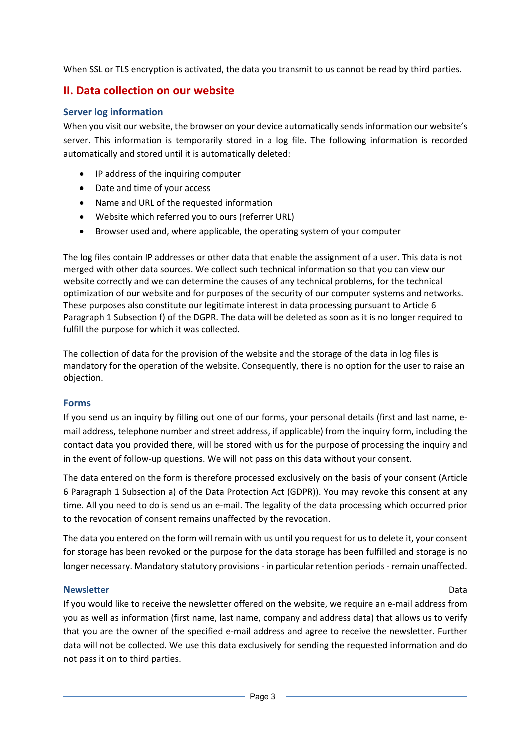When SSL or TLS encryption is activated, the data you transmit to us cannot be read by third parties.

## II. Data collection on our website

### Server log information

When you visit our website, the browser on your device automatically sends information our website's server. This information is temporarily stored in a log file. The following information is recorded automatically and stored until it is automatically deleted:

- IP address of the inquiring computer
- Date and time of your access
- Name and URL of the requested information
- Website which referred you to ours (referrer URL)
- Browser used and, where applicable, the operating system of your computer

The log files contain IP addresses or other data that enable the assignment of a user. This data is not merged with other data sources. We collect such technical information so that you can view our website correctly and we can determine the causes of any technical problems, for the technical optimization of our website and for purposes of the security of our computer systems and networks. These purposes also constitute our legitimate interest in data processing pursuant to Article 6 Paragraph 1 Subsection f) of the DGPR. The data will be deleted as soon as it is no longer required to fulfill the purpose for which it was collected.

The collection of data for the provision of the website and the storage of the data in log files is mandatory for the operation of the website. Consequently, there is no option for the user to raise an objection.

### Forms

If you send us an inquiry by filling out one of our forms, your personal details (first and last name, e-mail address, telephone number and street address, if applicable) from the inquiry form, including the contact data you provided there, will be stored with us for the purpose of processing the inquiry and in the event of follow-up questions. We will not pass on this data without your consent.

The data entered on the form is therefore processed exclusively on the basis of your consent (Article 6 Paragraph 1 Subsection a) of the Data Protection Act (GDPR)). You may revoke this consent at any time. All you need to do is send us an e-mail. The legality of the data processing which occurred prior to the revocation of consent remains unaffected by the revocation.

The data you entered on the form will remain with us until you request for us to delete it, your consent for storage has been revoked or the purpose for the data storage has been fulfilled and storage is no longer necessary. Mandatory statutory provisions - in particular retention periods - remain unaffected.

### Newsletter

Data

If you would like to receive the newsletter offered on the website, we require an e-mail address from you as well as information (first name, last name, company and address data) that allows us to verify that you are the owner of the specified e-mail address and agree to receive the newsletter. Further data will not be collected. We use this data exclusively for sending the requested information and do not pass it on to third parties.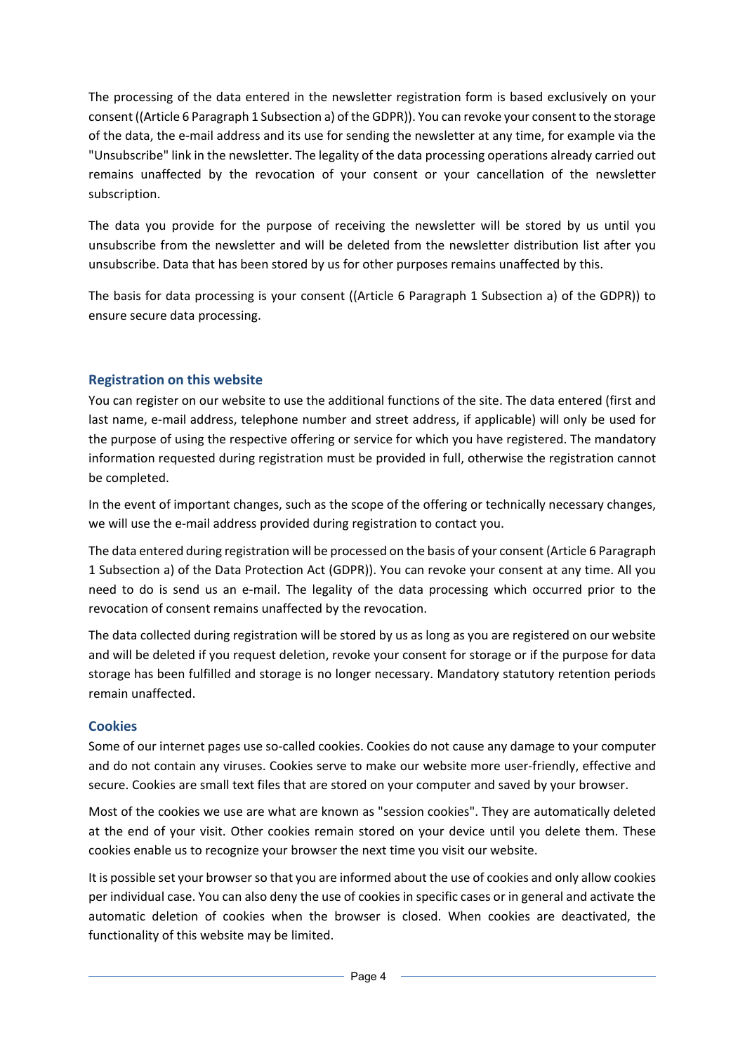The processing of the data entered in the newsletter registration form is based exclusively on your consent ((Article 6 Paragraph 1 Subsection a) of the GDPR)). You can revoke your consent to the storage of the data, the e-mail address and its use for sending the newsletter at any time, for example via the "Unsubscribe" link in the newsletter. The legality of the data processing operations already carried out remains unaffected by the revocation of your consent or your cancellation of the newsletter subscription.

The data you provide for the purpose of receiving the newsletter will be stored by us until you unsubscribe from the newsletter and will be deleted from the newsletter distribution list after you unsubscribe. Data that has been stored by us for other purposes remains unaffected by this.

The basis for data processing is your consent ((Article 6 Paragraph 1 Subsection a) of the GDPR)) to ensure secure data processing.

## Registration on this website

You can register on our website to use the additional functions of the site. The data entered (first and last name, e-mail address, telephone number and street address, if applicable) will only be used for the purpose of using the respective offering or service for which you have registered. The mandatory information requested during registration must be provided in full, otherwise the registration cannot be completed.

In the event of important changes, such as the scope of the offering or technically necessary changes, we will use the e-mail address provided during registration to contact you.

The data entered during registration will be processed on the basis of your consent (Article 6 Paragraph 1 Subsection a) of the Data Protection Act (GDPR)). You can revoke your consent at any time. All you need to do is send us an e-mail. The legality of the data processing which occurred prior to the revocation of consent remains unaffected by the revocation.

The data collected during registration will be stored by us as long as you are registered on our website and will be deleted if you request deletion, revoke your consent for storage or if the purpose for data storage has been fulfilled and storage is no longer necessary. Mandatory statutory retention periods remain unaffected.

## Cookies

Some of our internet pages use so-called cookies. Cookies do not cause any damage to your computer and do not contain any viruses. Cookies serve to make our website more user-friendly, effective and secure. Cookies are small text files that are stored on your computer and saved by your browser.

Most of the cookies we use are what are known as "session cookies". They are automatically deleted at the end of your visit. Other cookies remain stored on your device until you delete them. These cookies enable us to recognize your browser the next time you visit our website.

It is possible set your browser so that you are informed about the use of cookies and only allow cookies per individual case. You can also deny the use of cookies in specific cases or in general and activate the automatic deletion of cookies when the browser is closed. When cookies are deactivated, the functionality of this website may be limited.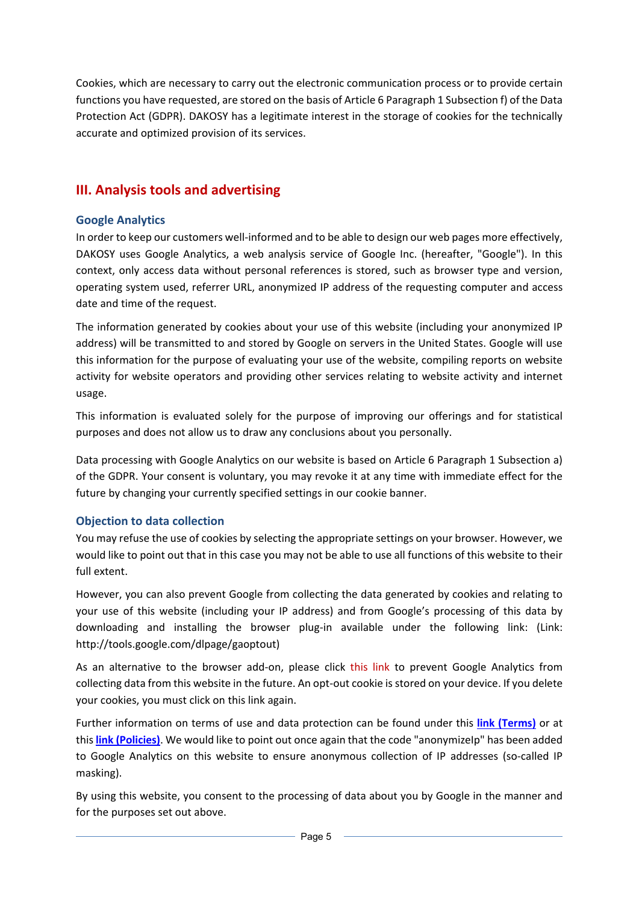Cookies, which are necessary to carry out the electronic communication process or to provide certain functions you have requested, are stored on the basis of Article 6 Paragraph 1 Subsection f) of the Data Protection Act (GDPR). DAKOSY has a legitimate interest in the storage of cookies for the technically accurate and optimized provision of its services.

## III. Analysis tools and advertising

### Google Analytics

In order to keep our customers well-informed and to be able to design our web pages more effectively, DAKOSY uses Google Analytics, a web analysis service of Google Inc. (hereafter, "Google"). In this context, only access data without personal references is stored, such as browser type and version, operating system used, referrer URL, anonymized IP address of the requesting computer and access date and time of the request.

The information generated by cookies about your use of this website (including your anonymized IP address) will be transmitted to and stored by Google on servers in the United States. Google will use this information for the purpose of evaluating your use of the website, compiling reports on website activity for website operators and providing other services relating to website activity and internet usage.

This information is evaluated solely for the purpose of improving our offerings and for statistical purposes and does not allow us to draw any conclusions about you personally.

Data processing with Google Analytics on our website is based on Article 6 Paragraph 1 Subsection a) of the GDPR. Your consent is voluntary, you may revoke it at any time with immediate effect for the future by changing your currently specified settings in our cookie banner.

### Objection to data collection

You may refuse the use of cookies by selecting the appropriate settings on your browser. However, we would like to point out that in this case you may not be able to use all functions of this website to their full extent.

However, you can also prevent Google from collecting the data generated by cookies and relating to your use of this website (including your IP address) and from Google's processing of this data by downloading and installing the browser plug-in available under the following link: (Link: http://tools.google.com/dlpage/gaoptout)

As an alternative to the browser add-on, please click this link to prevent Google Analytics from collecting data from this website in the future. An opt-out cookie is stored on your device. If you delete your cookies, you must click on this link again.

Further information on terms of use and data protection can be found under this **link (Terms)** or at this **link (Policies)**. We would like to point out once again that the code "anonymizeIp" has been added to Google Analytics on this website to ensure anonymous collection of IP addresses (so-called IP masking).

By using this website, you consent to the processing of data about you by Google in the manner and for the purposes set out above.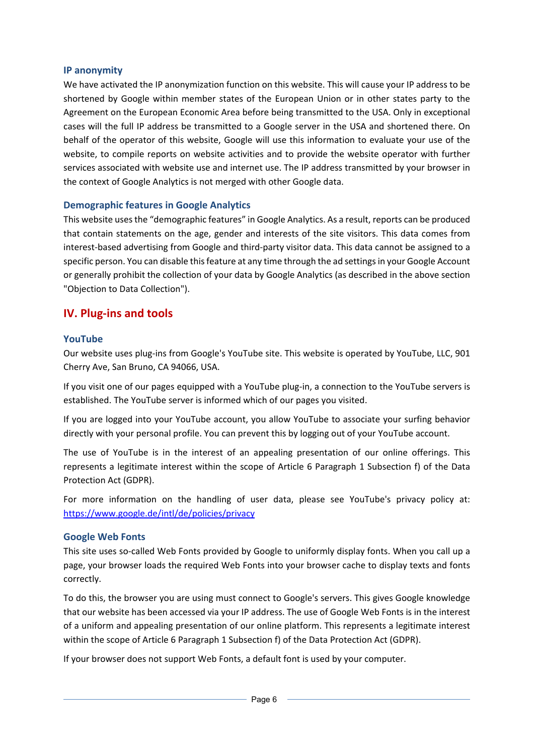### IP anonymity

We have activated the IP anonymization function on this website. This will cause your IP address to be shortened by Google within member states of the European Union or in other states party to the Agreement on the European Economic Area before being transmitted to the USA. Only in exceptional cases will the full IP address be transmitted to a Google server in the USA and shortened there. On behalf of the operator of this website, Google will use this information to evaluate your use of the website, to compile reports on website activities and to provide the website operator with further services associated with website use and internet use. The IP address transmitted by your browser in the context of Google Analytics is not merged with other Google data.

### Demographic features in Google Analytics

This website uses the "demographic features" in Google Analytics. As a result, reports can be produced that contain statements on the age, gender and interests of the site visitors. This data comes from interest-based advertising from Google and third-party visitor data. This data cannot be assigned to a specific person. You can disable this feature at any time through the ad settings in your Google Account or generally prohibit the collection of your data by Google Analytics (as described in the above section "Objection to Data Collection").

## IV. Plug-ins and tools

### YouTube

Our website uses plug-ins from Google's YouTube site. This website is operated by YouTube, LLC, 901 Cherry Ave, San Bruno, CA 94066, USA.

If you visit one of our pages equipped with a YouTube plug-in, a connection to the YouTube servers is established. The YouTube server is informed which of our pages you visited.

If you are logged into your YouTube account, you allow YouTube to associate your surfing behavior directly with your personal profile. You can prevent this by logging out of your YouTube account.

The use of YouTube is in the interest of an appealing presentation of our online offerings. This represents a legitimate interest within the scope of Article 6 Paragraph 1 Subsection f) of the Data Protection Act (GDPR).

For more information on the handling of user data, please see YouTube's privacy policy at: [https://www.google.de/intl/de/policies/privacy](https://www.google.de/intl/de/policies/privacy)

### Google Web Fonts

This site uses so-called Web Fonts provided by Google to uniformly display fonts. When you call up a page, your browser loads the required Web Fonts into your browser cache to display texts and fonts correctly.

To do this, the browser you are using must connect to Google's servers. This gives Google knowledge that our website has been accessed via your IP address. The use of Google Web Fonts is in the interest of a uniform and appealing presentation of our online platform. This represents a legitimate interest within the scope of Article 6 Paragraph 1 Subsection f) of the Data Protection Act (GDPR).

If your browser does not support Web Fonts, a default font is used by your computer.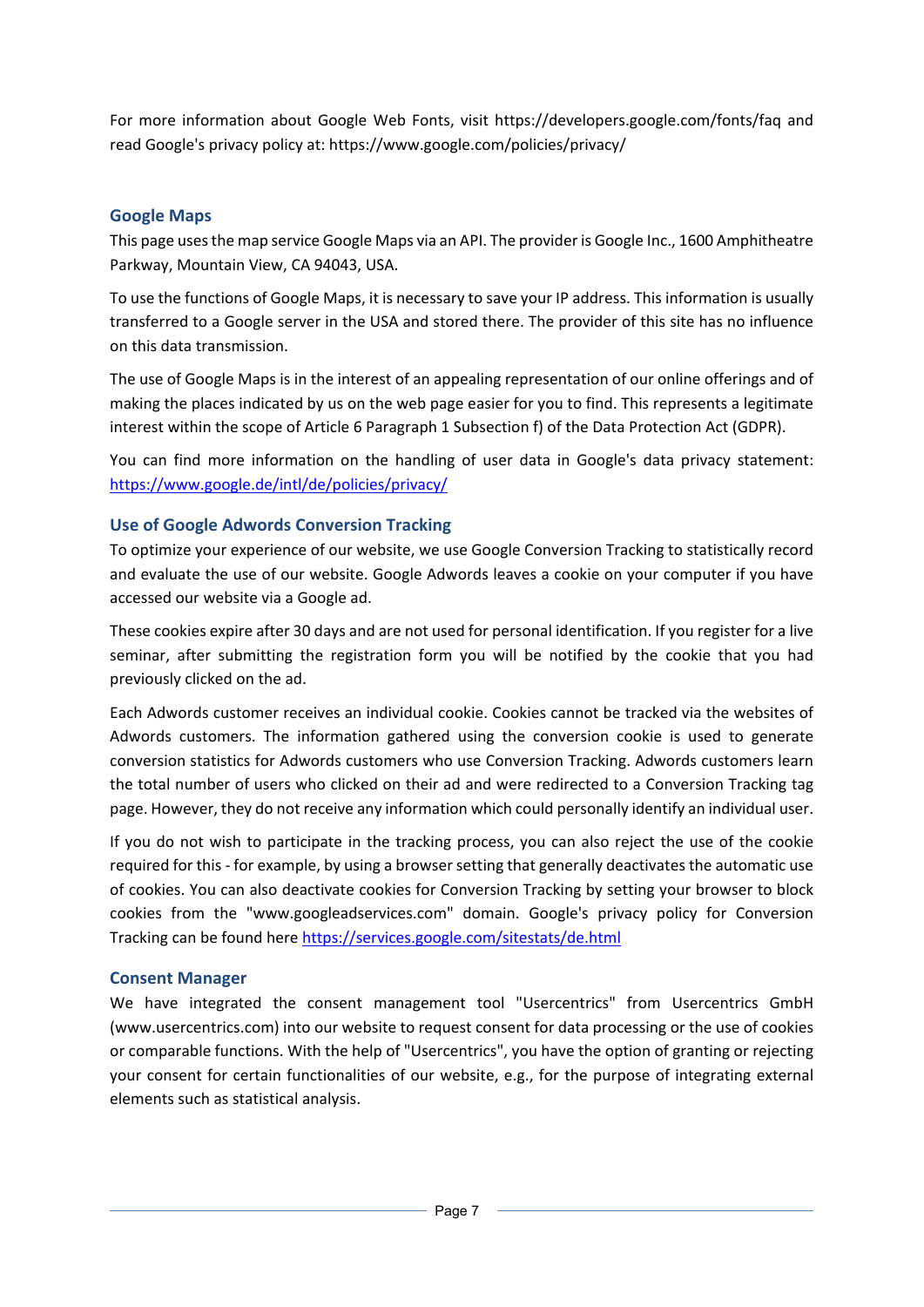For more information about Google Web Fonts, visit https://developers.google.com/fonts/faq and read Google's privacy policy at: https://www.google.com/policies/privacy/

### Google Maps

This page uses the map service Google Maps via an API. The provider is Google Inc., 1600 Amphitheatre Parkway, Mountain View, CA 94043, USA.

To use the functions of Google Maps, it is necessary to save your IP address. This information is usually transferred to a Google server in the USA and stored there. The provider of this site has no influence on this data transmission.

The use of Google Maps is in the interest of an appealing representation of our online offerings and of making the places indicated by us on the web page easier for you to find. This represents a legitimate interest within the scope of Article 6 Paragraph 1 Subsection f) of the Data Protection Act (GDPR).

You can find more information on the handling of user data in Google's data privacy statement: [https://www.google.de/intl/de/policies/privacy/](https://www.google.de/intl/de/policies/privacy/)

### Use of Google Adwords Conversion Tracking

To optimize your experience of our website, we use Google Conversion Tracking to statistically record and evaluate the use of our website. Google Adwords leaves a cookie on your computer if you have accessed our website via a Google ad.

These cookies expire after 30 days and are not used for personal identification. If you register for a live seminar, after submitting the registration form you will be notified by the cookie that you had previously clicked on the ad.

Each Adwords customer receives an individual cookie. Cookies cannot be tracked via the websites of Adwords customers. The information gathered using the conversion cookie is used to generate conversion statistics for Adwords customers who use Conversion Tracking. Adwords customers learn the total number of users who clicked on their ad and were redirected to a Conversion Tracking tag page. However, they do not receive any information which could personally identify an individual user.

If you do not wish to participate in the tracking process, you can also reject the use of the cookie required for this - for example, by using a browser setting that generally deactivates the automatic use of cookies. You can also deactivate cookies for Conversion Tracking by setting your browser to block cookies from the "www.googleadservices.com" domain. Google's privacy policy for Conversion Tracking can be found here [https://services.google.com/sitestats/de.html](https://services.google.com/sitestats/de.html)

### Consent Manager

We have integrated the consent management tool "Usercentrics" from Usercentrics GmbH (www.usercentrics.com) into our website to request consent for data processing or the use of cookies or comparable functions. With the help of "Usercentrics", you have the option of granting or rejecting your consent for certain functionalities of our website, e.g., for the purpose of integrating external elements such as statistical analysis.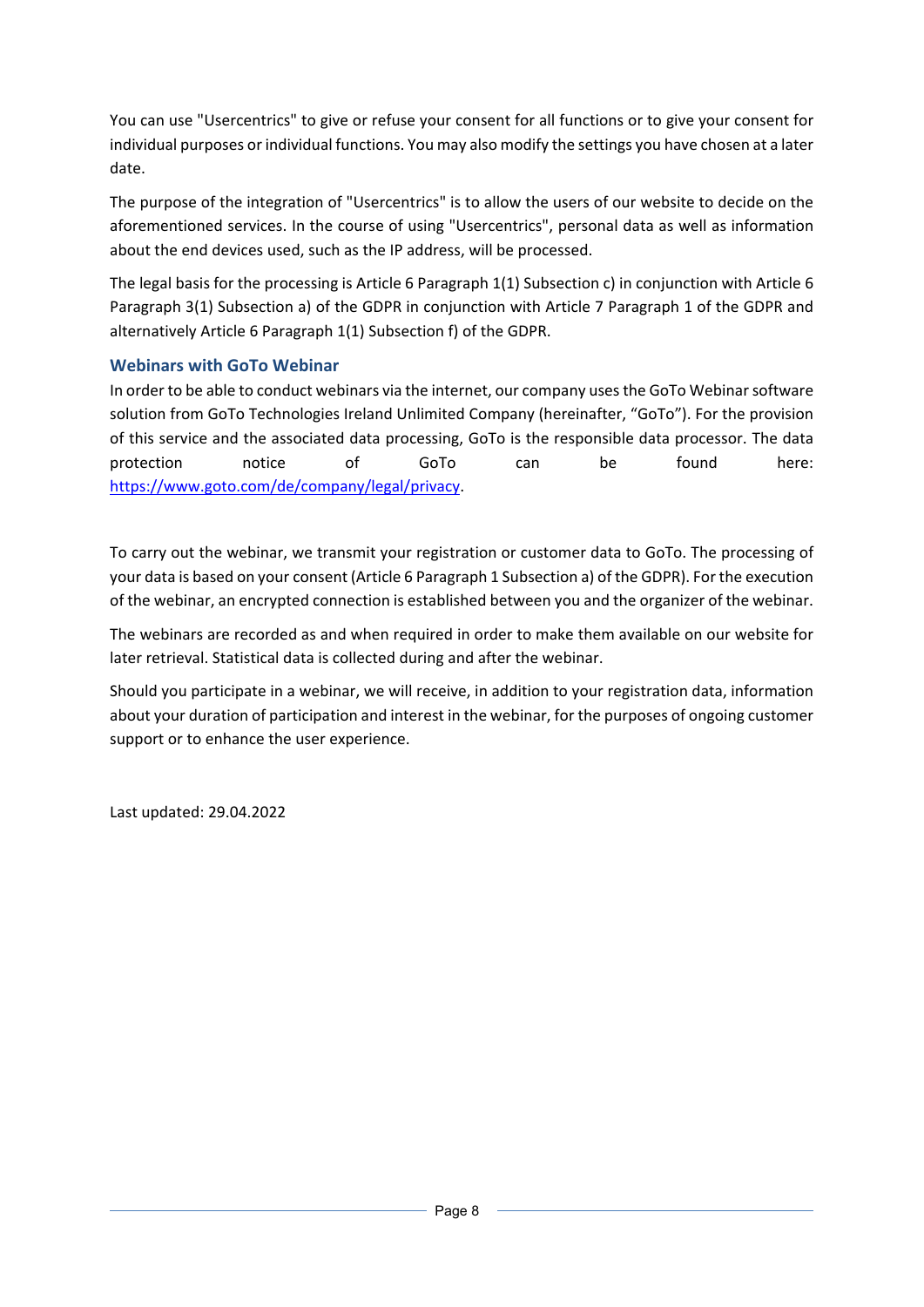You can use "Usercentrics" to give or refuse your consent for all functions or to give your consent for individual purposes or individual functions. You may also modify the settings you have chosen at a later date.

The purpose of the integration of "Usercentrics" is to allow the users of our website to decide on the aforementioned services. In the course of using "Usercentrics", personal data as well as information about the end devices used, such as the IP address, will be processed.

The legal basis for the processing is Article 6 Paragraph 1(1) Subsection c) in conjunction with Article 6 Paragraph 3(1) Subsection a) of the GDPR in conjunction with Article 7 Paragraph 1 of the GDPR and alternatively Article 6 Paragraph 1(1) Subsection f) of the GDPR.

### Webinars with GoTo Webinar

In order to be able to conduct webinars via the internet, our company uses the GoTo Webinar software solution from GoTo Technologies Ireland Unlimited Company (hereinafter, "GoTo"). For the provision of this service and the associated data processing, GoTo is the responsible data processor. The data protection notice of GoTo can be found here: https://www.goto.com/de/company/legal/privacy.

To carry out the webinar, we transmit your registration or customer data to GoTo. The processing of your data is based on your consent (Article 6 Paragraph 1 Subsection a) of the GDPR). For the execution of the webinar, an encrypted connection is established between you and the organizer of the webinar.

The webinars are recorded as and when required in order to make them available on our website for later retrieval. Statistical data is collected during and after the webinar.

Should you participate in a webinar, we will receive, in addition to your registration data, information about your duration of participation and interest in the webinar, for the purposes of ongoing customer support or to enhance the user experience.

Last updated: 29.04.2022